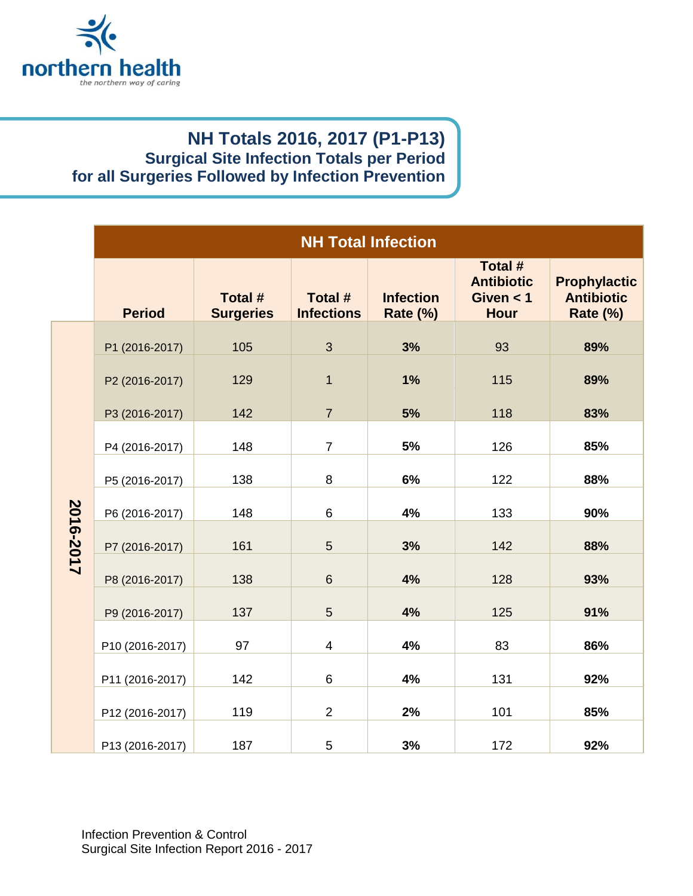northern health

*the northern way of caring*

# NH Totals 2016, 2017 (P1-P13)

## Surgical Site Infection Totals per Period for all Surgeries Followed by Infection Prevention

| | NH Total Infection | | | | | |
|---|---|---|---|---|---|---|
| | **Period** | **Total # Surgeries** | **Total # Infections** | **Infection Rate (%)** | **Total # Antibiotic Given < 1 Hour** | **Prophylactic Antibiotic Rate (%)** |
| **2016-2017** | P1 (2016-2017) | 105 | 3 | **3%** | 93 | **89%** |
| | P2 (2016-2017) | 129 | 1 | **1%** | 115 | **89%** |
| | P3 (2016-2017) | 142 | 7 | **5%** | 118 | **83%** |
| | P4 (2016-2017) | 148 | 7 | **5%** | 126 | **85%** |
| | P5 (2016-2017) | 138 | 8 | **6%** | 122 | **88%** |
| | P6 (2016-2017) | 148 | 6 | **4%** | 133 | **90%** |
| | P7 (2016-2017) | 161 | 5 | **3%** | 142 | **88%** |
| | P8 (2016-2017) | 138 | 6 | **4%** | 128 | **93%** |
| | P9 (2016-2017) | 137 | 5 | **4%** | 125 | **91%** |
| | P10 (2016-2017) | 97 | 4 | **4%** | 83 | **86%** |
| | P11 (2016-2017) | 142 | 6 | **4%** | 131 | **92%** |
| | P12 (2016-2017) | 119 | 2 | **2%** | 101 | **85%** |
| | P13 (2016-2017) | 187 | 5 | **3%** | 172 | **92%** |

Infection Prevention & Control
Surgical Site Infection Report 2016 - 2017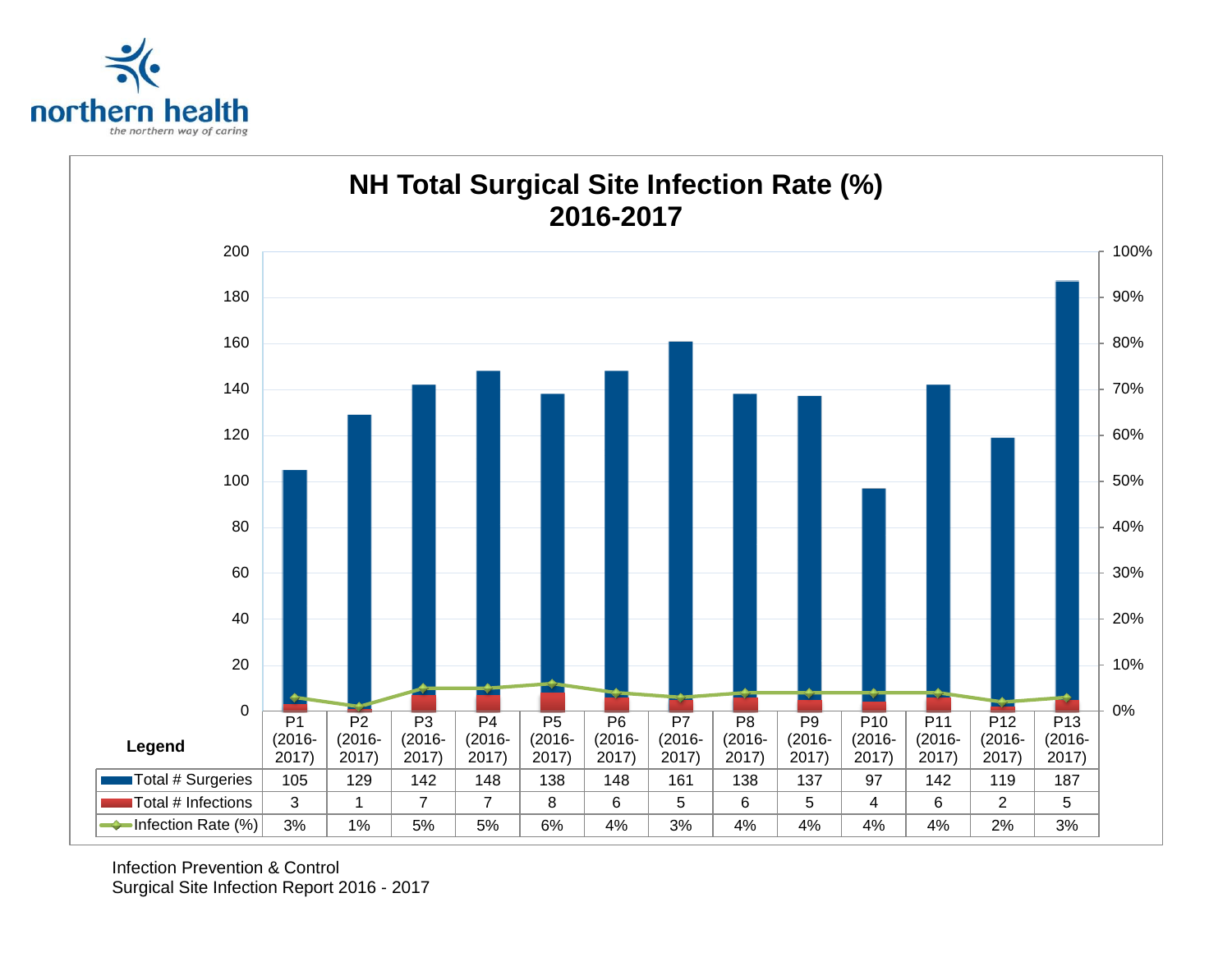northern health
*the northern way of caring*

## NH Total Surgical Site Infection Rate (%) 2016-2017

| Legend | P1 (2016-2017) | P2 (2016-2017) | P3 (2016-2017) | P4 (2016-2017) | P5 (2016-2017) | P6 (2016-2017) | P7 (2016-2017) | P8 (2016-2017) | P9 (2016-2017) | P10 (2016-2017) | P11 (2016-2017) | P12 (2016-2017) | P13 (2016-2017) |
|---|---|---|---|---|---|---|---|---|---|---|---|---|---|
| Total # Surgeries | 105 | 129 | 142 | 148 | 138 | 148 | 161 | 138 | 137 | 97 | 142 | 119 | 187 |
| Total # Infections | 3 | 1 | 7 | 7 | 8 | 6 | 5 | 6 | 5 | 4 | 6 | 2 | 5 |
| Infection Rate (%) | 3% | 1% | 5% | 5% | 6% | 4% | 3% | 4% | 4% | 4% | 4% | 2% | 3% |

Infection Prevention & Control
Surgical Site Infection Report 2016 - 2017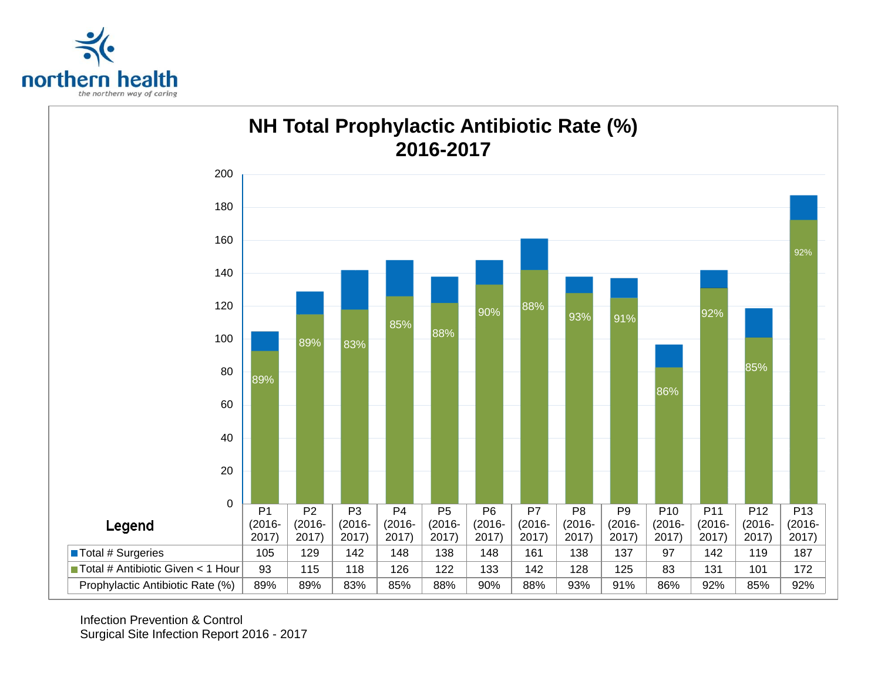northern health

*the northern way of caring*

## NH Total Prophylactic Antibiotic Rate (%)
## 2016-2017

200
180
160
140
120
100
80
60
40
20
0

89% 89% 83% 85% 88% 90% 88% 93% 91% 86% 92% 85% 92%

| Legend | P1 (2016-2017) | P2 (2016-2017) | P3 (2016-2017) | P4 (2016-2017) | P5 (2016-2017) | P6 (2016-2017) | P7 (2016-2017) | P8 (2016-2017) | P9 (2016-2017) | P10 (2016-2017) | P11 (2016-2017) | P12 (2016-2017) | P13 (2016-2017) |
|---|---|---|---|---|---|---|---|---|---|---|---|---|---|
| Total # Surgeries | 105 | 129 | 142 | 148 | 138 | 148 | 161 | 138 | 137 | 97 | 142 | 119 | 187 |
| Total # Antibiotic Given < 1 Hour | 93 | 115 | 118 | 126 | 122 | 133 | 142 | 128 | 125 | 83 | 131 | 101 | 172 |
| Prophylactic Antibiotic Rate (%) | 89% | 89% | 83% | 85% | 88% | 90% | 88% | 93% | 91% | 86% | 92% | 85% | 92% |

Infection Prevention & Control
Surgical Site Infection Report 2016 - 2017